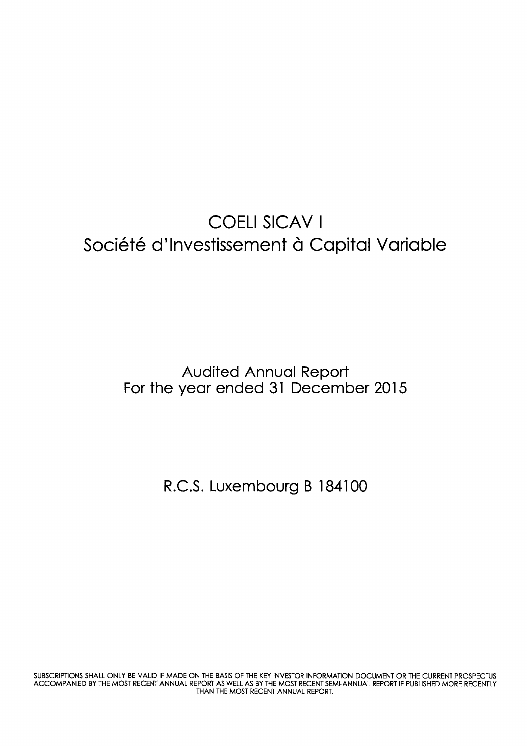# COELI SICAV I
## Société d'Investissement à Capital Variable

Audited Annual Report
For the year ended 31 December 2015

R.C.S. Luxembourg B 184100

SUBSCRIPTIONS SHALL ONLY BE VALID IF MADE ON THE BASIS OF THE KEY INVESTOR INFORMATION DOCUMENT OR THE CURRENT PROSPECTUS ACCOMPANIED BY THE MOST RECENT ANNUAL REPORT AS WELL AS BY THE MOST RECENT SEMI-ANNUAL REPORT IF PUBLISHED MORE RECENTLY THAN THE MOST RECENT ANNUAL REPORT.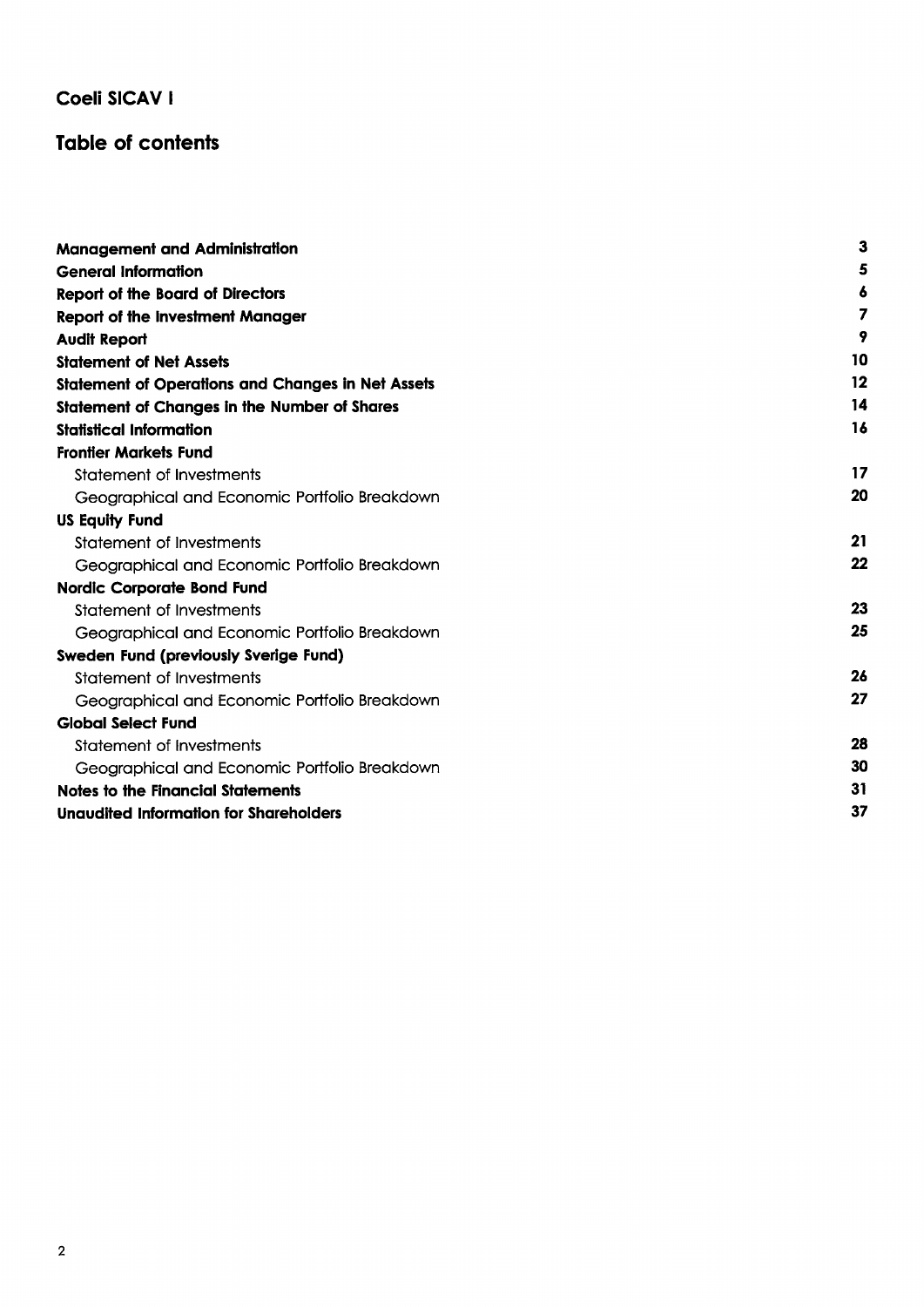## Coeli SICAV I

# Table of contents

| | |
|---|---|
| **Management and Administration** | **3** |
| **General Information** | **5** |
| **Report of the Board of Directors** | **6** |
| **Report of the Investment Manager** | **7** |
| **Audit Report** | **9** |
| **Statement of Net Assets** | **10** |
| **Statement of Operations and Changes in Net Assets** | **12** |
| **Statement of Changes in the Number of Shares** | **14** |
| **Statistical Information** | **16** |
| **Frontier Markets Fund** | |
| Statement of Investments | **17** |
| Geographical and Economic Portfolio Breakdown | **20** |
| **US Equity Fund** | |
| Statement of Investments | **21** |
| Geographical and Economic Portfolio Breakdown | **22** |
| **Nordic Corporate Bond Fund** | |
| Statement of Investments | **23** |
| Geographical and Economic Portfolio Breakdown | **25** |
| **Sweden Fund (previously Sverige Fund)** | |
| Statement of Investments | **26** |
| Geographical and Economic Portfolio Breakdown | **27** |
| **Global Select Fund** | |
| Statement of Investments | **28** |
| Geographical and Economic Portfolio Breakdown | **30** |
| **Notes to the Financial Statements** | **31** |
| **Unaudited Information for Shareholders** | **37** |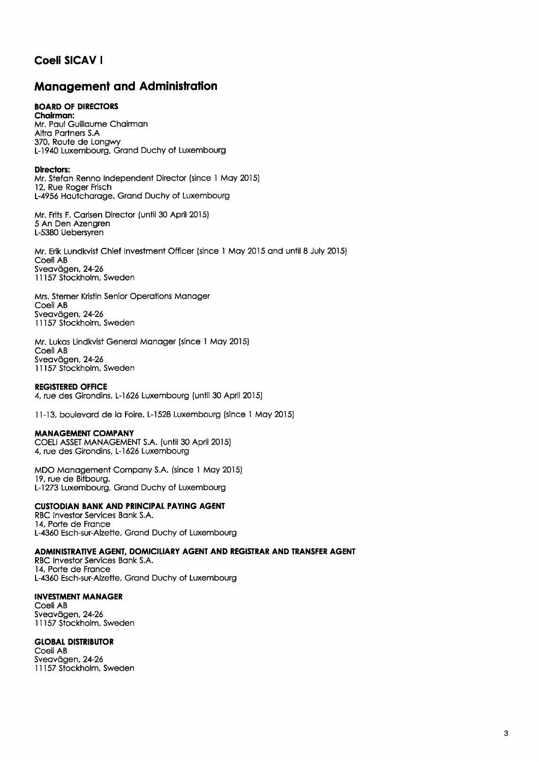# Coeli SICAV I

## Management and Administration

**BOARD OF DIRECTORS**

**Chairman:**
Mr. Paul Guillaume Chairman
Altra Partners S.A
370, Route de Longwy
L-1940 Luxembourg, Grand Duchy of Luxembourg

**Directors:**
Mr. Stefan Renno Independent Director (since 1 May 2015)
12, Rue Roger Frisch
L-4956 Hautcharage, Grand Duchy of Luxembourg

Mr. Frits F. Carlsen Director (until 30 April 2015)
5 An Den Azengren
L-5380 Uebersyren

Mr. Erik Lundkvist Chief Investment Officer (since 1 May 2015 and until 8 July 2015)
Coeli AB
Sveavägen, 24-26
11157 Stockholm, Sweden

Mrs. Sterner Kristin Senior Operations Manager
Coeli AB
Sveavägen, 24-26
11157 Stockholm, Sweden

Mr. Lukas Lindkvist General Manager (since 1 May 2015)
Coeli AB
Sveavägen, 24-26
11157 Stockholm, Sweden

**REGISTERED OFFICE**
4, rue des Girondins, L-1626 Luxembourg (until 30 April 2015)

11-13, boulevard de la Foire, L-1528 Luxembourg (since 1 May 2015)

**MANAGEMENT COMPANY**
COELI ASSET MANAGEMENT S.A. (until 30 April 2015)
4, rue des Girondins, L-1626 Luxembourg

MDO Management Company S.A. (since 1 May 2015)
19, rue de Bitbourg,
L-1273 Luxembourg, Grand Duchy of Luxembourg

**CUSTODIAN BANK AND PRINCIPAL PAYING AGENT**
RBC Investor Services Bank S.A.
14, Porte de France
L-4360 Esch-sur-Alzette, Grand Duchy of Luxembourg

**ADMINISTRATIVE AGENT, DOMICILIARY AGENT AND REGISTRAR AND TRANSFER AGENT**
RBC Investor Services Bank S.A.
14, Porte de France
L-4360 Esch-sur-Alzette, Grand Duchy of Luxembourg

**INVESTMENT MANAGER**
Coeli AB
Sveavägen, 24-26
11157 Stockholm, Sweden

**GLOBAL DISTRIBUTOR**
Coeli AB
Sveavägen, 24-26
11157 Stockholm, Sweden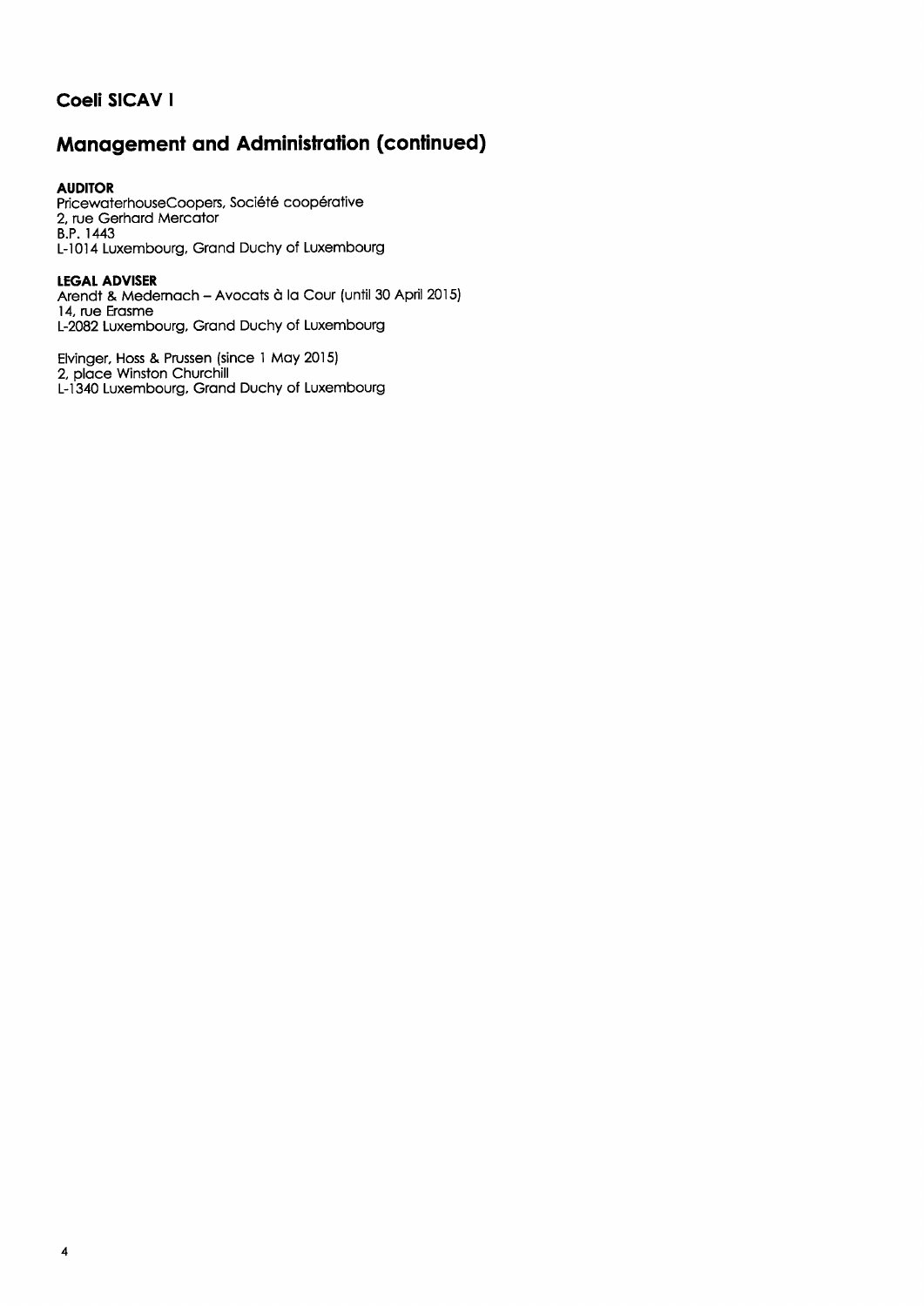# Coeli SICAV I

## Management and Administration (continued)

**AUDITOR**
PricewaterhouseCoopers, Société coopérative
2, rue Gerhard Mercator
B.P. 1443
L-1014 Luxembourg, Grand Duchy of Luxembourg

**LEGAL ADVISER**
Arendt & Medernach – Avocats à la Cour (until 30 April 2015)
14, rue Erasme
L-2082 Luxembourg, Grand Duchy of Luxembourg

Elvinger, Hoss & Prussen (since 1 May 2015)
2, place Winston Churchill
L-1340 Luxembourg, Grand Duchy of Luxembourg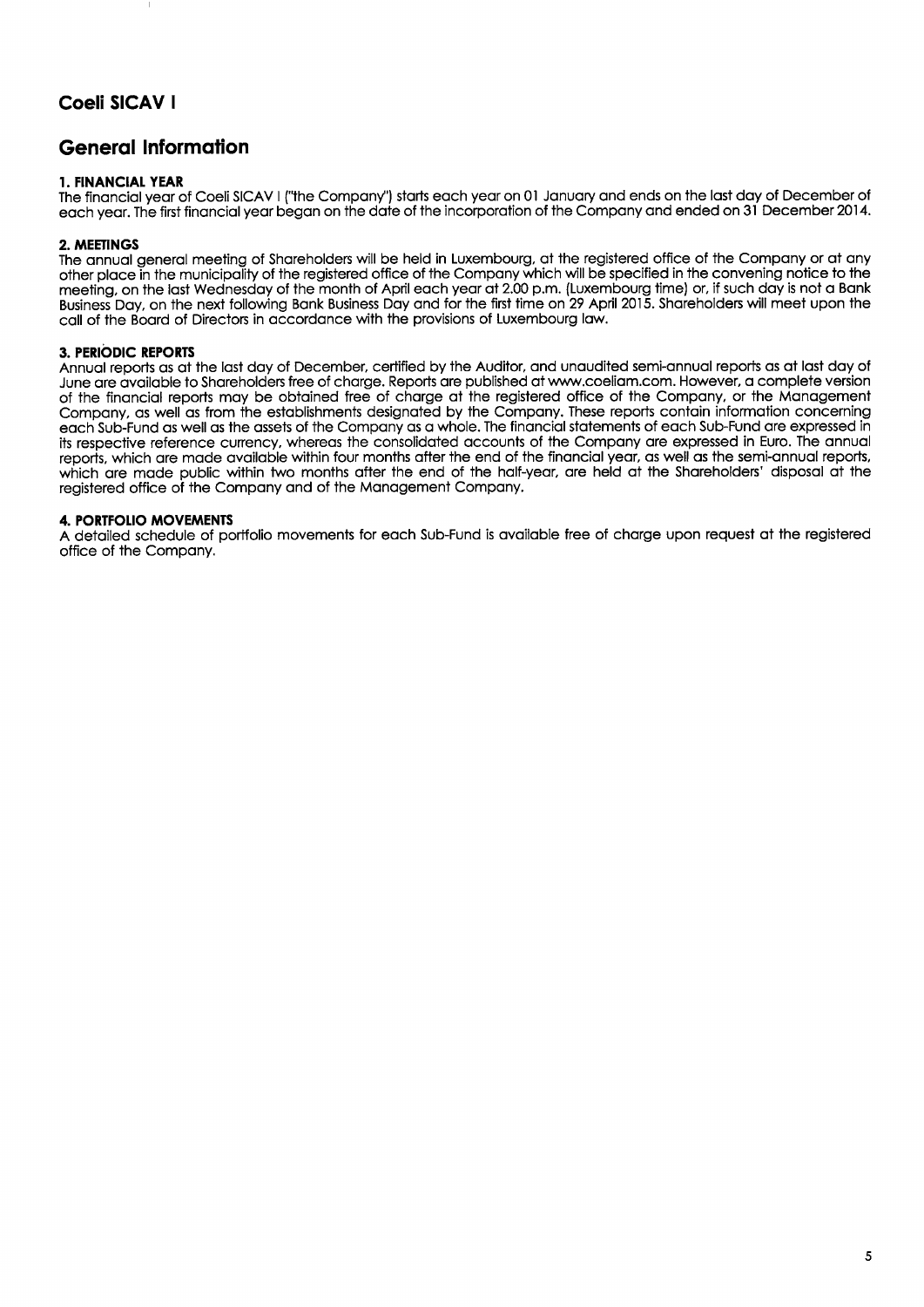# Coeli SICAV I

## General Information

### 1. FINANCIAL YEAR

The financial year of Coeli SICAV I ("the Company") starts each year on 01 January and ends on the last day of December of each year. The first financial year began on the date of the incorporation of the Company and ended on 31 December 2014.

### 2. MEETINGS

The annual general meeting of Shareholders will be held in Luxembourg, at the registered office of the Company or at any other place in the municipality of the registered office of the Company which will be specified in the convening notice to the meeting, on the last Wednesday of the month of April each year at 2.00 p.m. (Luxembourg time) or, if such day is not a Bank Business Day, on the next following Bank Business Day and for the first time on 29 April 2015. Shareholders will meet upon the call of the Board of Directors in accordance with the provisions of Luxembourg law.

### 3. PERIODIC REPORTS

Annual reports as at the last day of December, certified by the Auditor, and unaudited semi-annual reports as at last day of June are available to Shareholders free of charge. Reports are published at www.coeliam.com. However, a complete version of the financial reports may be obtained free of charge at the registered office of the Company, or the Management Company, as well as from the establishments designated by the Company. These reports contain information concerning each Sub-Fund as well as the assets of the Company as a whole. The financial statements of each Sub-Fund are expressed in its respective reference currency, whereas the consolidated accounts of the Company are expressed in Euro. The annual reports, which are made available within four months after the end of the financial year, as well as the semi-annual reports, which are made public within two months after the end of the half-year, are held at the Shareholders' disposal at the registered office of the Company and of the Management Company.

### 4. PORTFOLIO MOVEMENTS

A detailed schedule of portfolio movements for each Sub-Fund is available free of charge upon request at the registered office of the Company.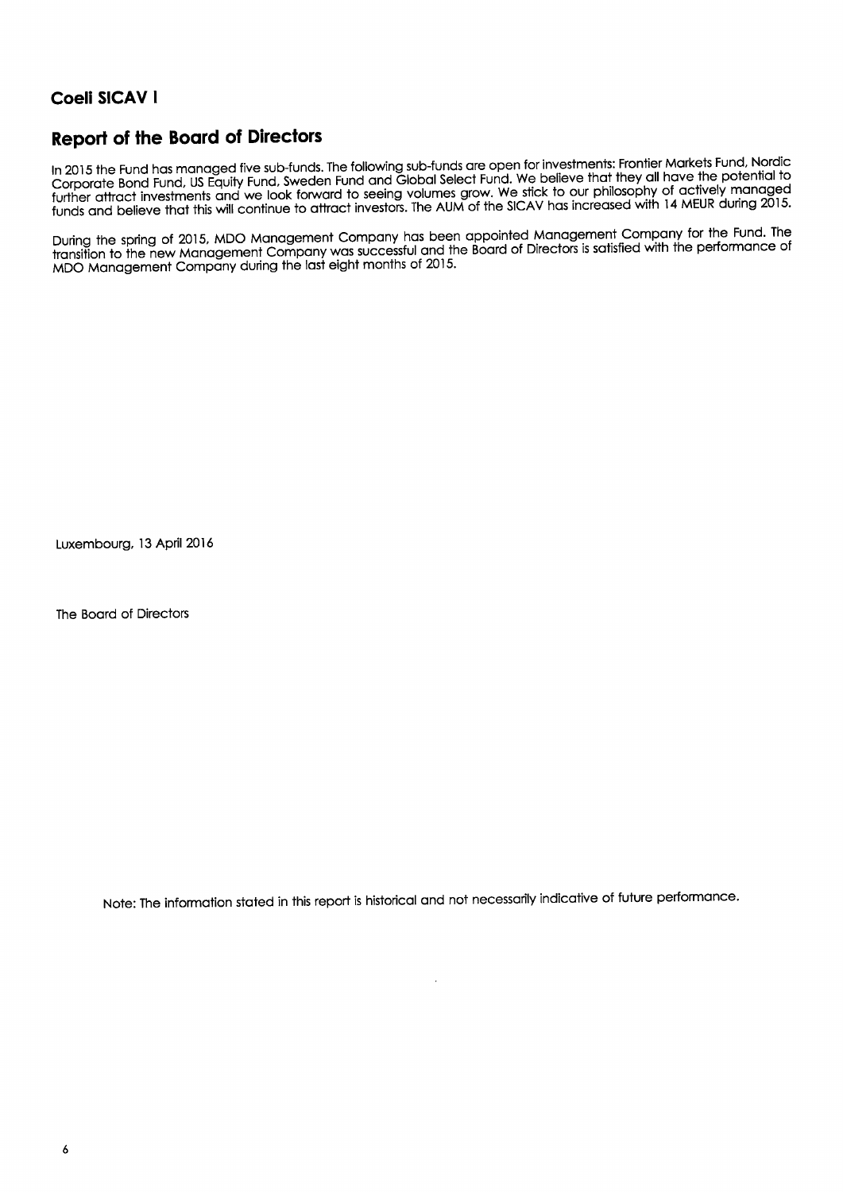## Coeli SICAV I

# Report of the Board of Directors

In 2015 the Fund has managed five sub-funds. The following sub-funds are open for investments: Frontier Markets Fund, Nordic Corporate Bond Fund, US Equity Fund, Sweden Fund and Global Select Fund. We believe that they all have the potential to further attract investments and we look forward to seeing volumes grow. We stick to our philosophy of actively managed funds and believe that this will continue to attract investors. The AUM of the SICAV has increased with 14 MEUR during 2015.

During the spring of 2015, MDO Management Company has been appointed Management Company for the Fund. The transition to the new Management Company was successful and the Board of Directors is satisfied with the performance of MDO Management Company during the last eight months of 2015.

Luxembourg, 13 April 2016

The Board of Directors

Note: The information stated in this report is historical and not necessarily indicative of future performance.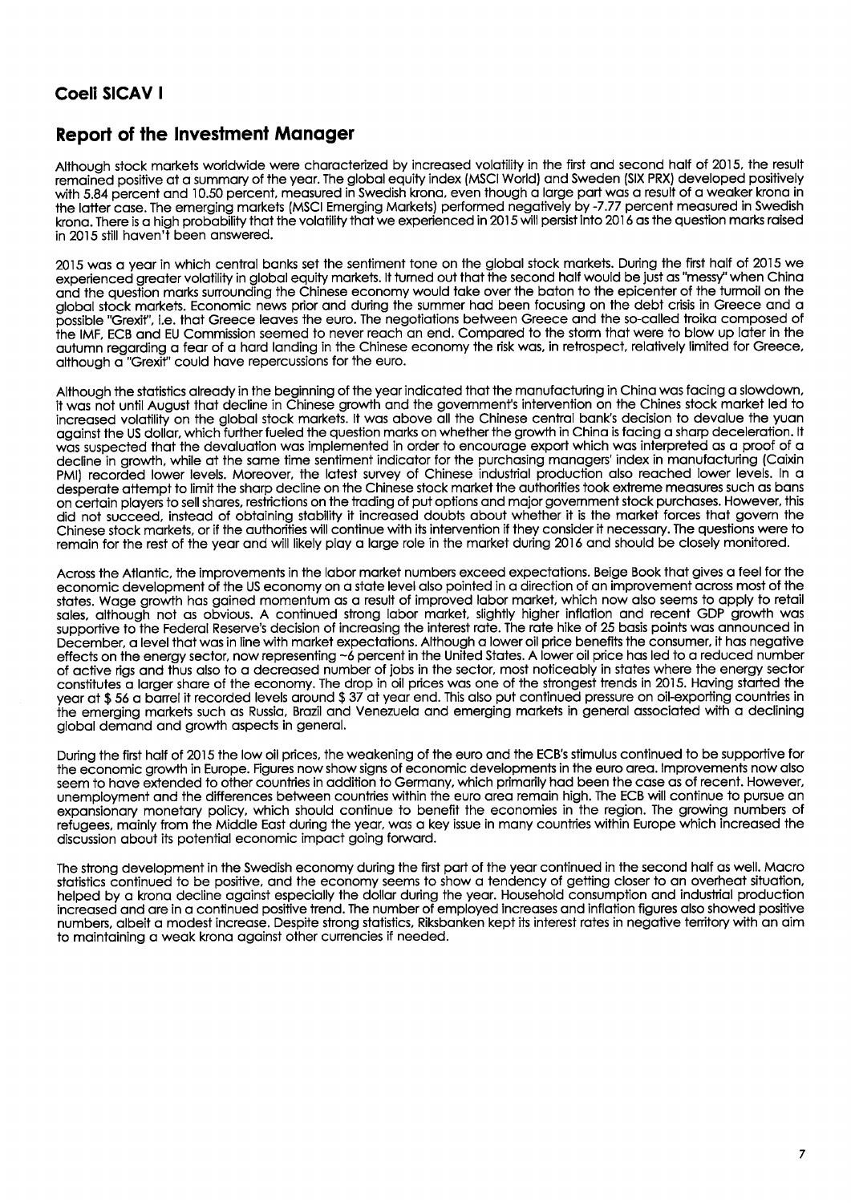## Coeli SICAV I

## Report of the Investment Manager

Although stock markets worldwide were characterized by increased volatility in the first and second half of 2015, the result remained positive at a summary of the year. The global equity index (MSCI World) and Sweden (SIX PRX) developed positively with 5.84 percent and 10.50 percent, measured in Swedish krona, even though a large part was a result of a weaker krona in the latter case. The emerging markets (MSCI Emerging Markets) performed negatively by -7.77 percent measured in Swedish krona. There is a high probability that the volatility that we experienced in 2015 will persist into 2016 as the question marks raised in 2015 still haven't been answered.

2015 was a year in which central banks set the sentiment tone on the global stock markets. During the first half of 2015 we experienced greater volatility in global equity markets. It turned out that the second half would be just as "messy" when China and the question marks surrounding the Chinese economy would take over the baton to the epicenter of the turmoil on the global stock markets. Economic news prior and during the summer had been focusing on the debt crisis in Greece and a possible "Grexit", i.e. that Greece leaves the euro. The negotiations between Greece and the so-called troika composed of the IMF, ECB and EU Commission seemed to never reach an end. Compared to the storm that were to blow up later in the autumn regarding a fear of a hard landing in the Chinese economy the risk was, in retrospect, relatively limited for Greece, although a "Grexit" could have repercussions for the euro.

Although the statistics already in the beginning of the year indicated that the manufacturing in China was facing a slowdown, it was not until August that decline in Chinese growth and the government's intervention on the Chines stock market led to increased volatility on the global stock markets. It was above all the Chinese central bank's decision to devalue the yuan against the US dollar, which further fueled the question marks on whether the growth in China is facing a sharp deceleration. It was suspected that the devaluation was implemented in order to encourage export which was interpreted as a proof of a decline in growth, while at the same time sentiment indicator for the purchasing managers' index in manufacturing (Caixin PMI) recorded lower levels. Moreover, the latest survey of Chinese industrial production also reached lower levels. In a desperate attempt to limit the sharp decline on the Chinese stock market the authorities took extreme measures such as bans on certain players to sell shares, restrictions on the trading of put options and major government stock purchases. However, this did not succeed, instead of obtaining stability it increased doubts about whether it is the market forces that govern the Chinese stock markets, or if the authorities will continue with its intervention if they consider it necessary. The questions were to remain for the rest of the year and will likely play a large role in the market during 2016 and should be closely monitored.

Across the Atlantic, the improvements in the labor market numbers exceed expectations. Beige Book that gives a feel for the economic development of the US economy on a state level also pointed in a direction of an improvement across most of the states. Wage growth has gained momentum as a result of improved labor market, which now also seems to apply to retail sales, although not as obvious. A continued strong labor market, slightly higher inflation and recent GDP growth was supportive to the Federal Reserve's decision of increasing the interest rate. The rate hike of 25 basis points was announced in December, a level that was in line with market expectations. Although a lower oil price benefits the consumer, it has negative effects on the energy sector, now representing ~6 percent in the United States. A lower oil price has led to a reduced number of active rigs and thus also to a decreased number of jobs in the sector, most noticeably in states where the energy sector constitutes a larger share of the economy. The drop in oil prices was one of the strongest trends in 2015. Having started the year at $ 56 a barrel it recorded levels around $ 37 at year end. This also put continued pressure on oil-exporting countries in the emerging markets such as Russia, Brazil and Venezuela and emerging markets in general associated with a declining global demand and growth aspects in general.

During the first half of 2015 the low oil prices, the weakening of the euro and the ECB's stimulus continued to be supportive for the economic growth in Europe. Figures now show signs of economic developments in the euro area. Improvements now also seem to have extended to other countries in addition to Germany, which primarily had been the case as of recent. However, unemployment and the differences between countries within the euro area remain high. The ECB will continue to pursue an expansionary monetary policy, which should continue to benefit the economies in the region. The growing numbers of refugees, mainly from the Middle East during the year, was a key issue in many countries within Europe which increased the discussion about its potential economic impact going forward.

The strong development in the Swedish economy during the first part of the year continued in the second half as well. Macro statistics continued to be positive, and the economy seems to show a tendency of getting closer to an overheat situation, helped by a krona decline against especially the dollar during the year. Household consumption and industrial production increased and are in a continued positive trend. The number of employed increases and inflation figures also showed positive numbers, albeit a modest increase. Despite strong statistics, Riksbanken kept its interest rates in negative territory with an aim to maintaining a weak krona against other currencies if needed.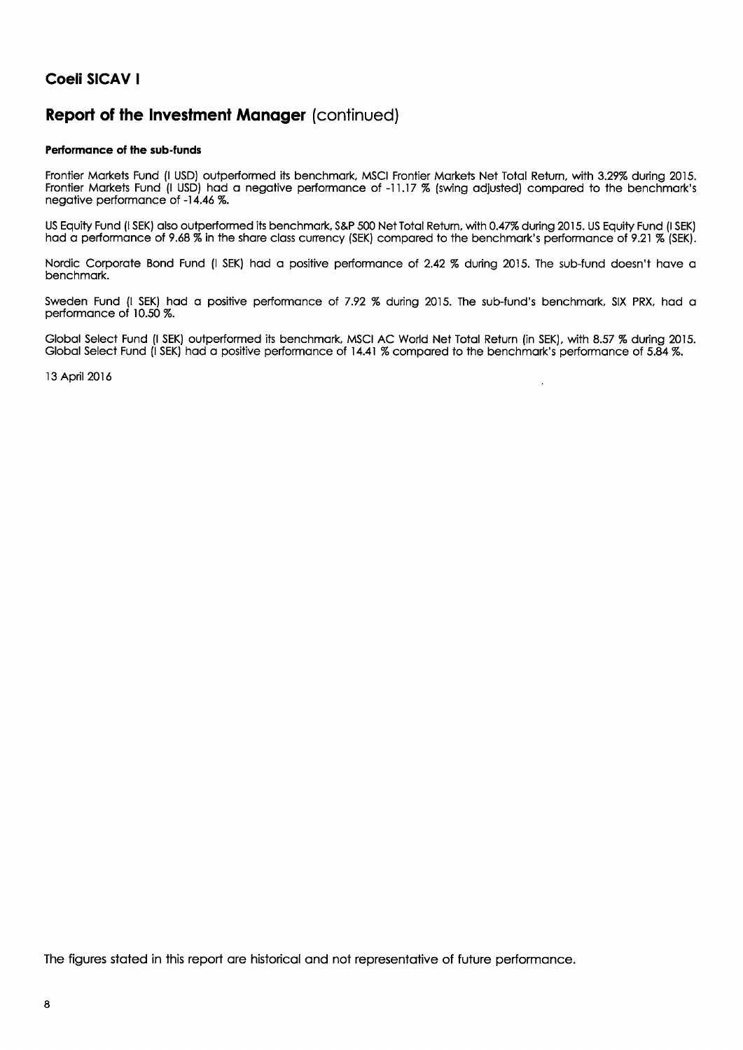# Coeli SICAV I

## Report of the Investment Manager (continued)

**Performance of the sub-funds**

Frontier Markets Fund (I USD) outperformed its benchmark, MSCI Frontier Markets Net Total Return, with 3.29% during 2015. Frontier Markets Fund (I USD) had a negative performance of -11.17 % (swing adjusted) compared to the benchmark's negative performance of -14.46 %.

US Equity Fund (I SEK) also outperformed its benchmark, S&P 500 Net Total Return, with 0.47% during 2015. US Equity Fund (I SEK) had a performance of 9.68 % in the share class currency (SEK) compared to the benchmark's performance of 9.21 % (SEK).

Nordic Corporate Bond Fund (I SEK) had a positive performance of 2.42 % during 2015. The sub-fund doesn't have a benchmark.

Sweden Fund (I SEK) had a positive performance of 7.92 % during 2015. The sub-fund's benchmark, SIX PRX, had a performance of 10.50 %.

Global Select Fund (I SEK) outperformed its benchmark, MSCI AC World Net Total Return (in SEK), with 8.57 % during 2015. Global Select Fund (I SEK) had a positive performance of 14.41 % compared to the benchmark's performance of 5.84 %.

13 April 2016

The figures stated in this report are historical and not representative of future performance.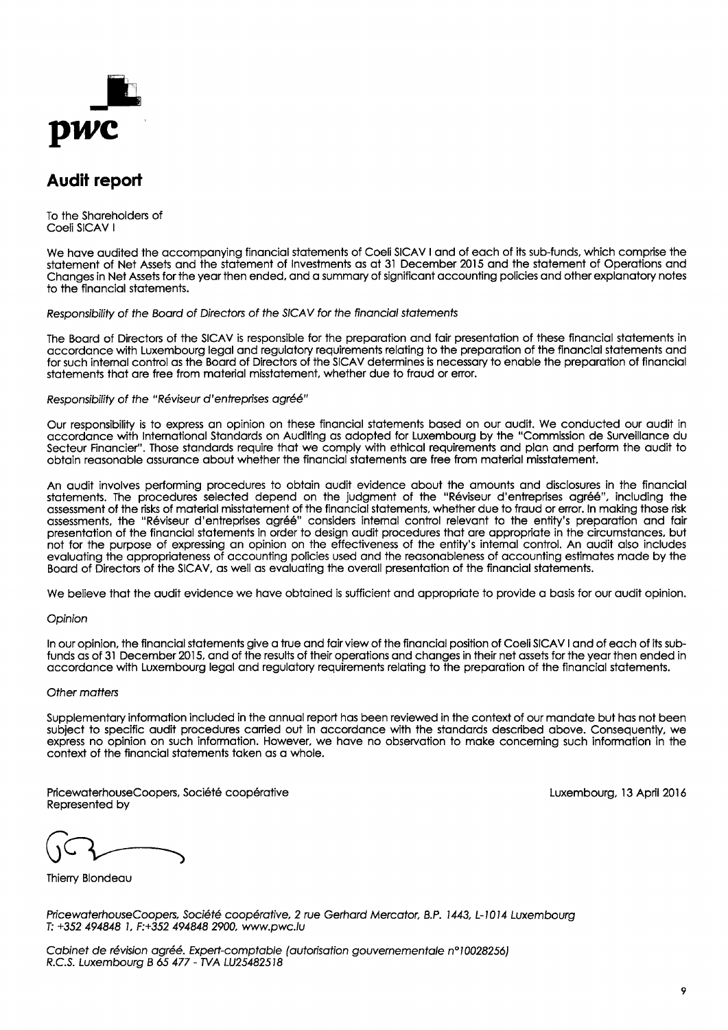# Audit report

To the Shareholders of
Coeli SICAV I

We have audited the accompanying financial statements of Coeli SICAV I and of each of its sub-funds, which comprise the statement of Net Assets and the statement of Investments as at 31 December 2015 and the statement of Operations and Changes in Net Assets for the year then ended, and a summary of significant accounting policies and other explanatory notes to the financial statements.

*Responsibility of the Board of Directors of the SICAV for the financial statements*

The Board of Directors of the SICAV is responsible for the preparation and fair presentation of these financial statements in accordance with Luxembourg legal and regulatory requirements relating to the preparation of the financial statements and for such internal control as the Board of Directors of the SICAV determines is necessary to enable the preparation of financial statements that are free from material misstatement, whether due to fraud or error.

*Responsibility of the "Réviseur d'entreprises agréé"*

Our responsibility is to express an opinion on these financial statements based on our audit. We conducted our audit in accordance with International Standards on Auditing as adopted for Luxembourg by the "Commission de Surveillance du Secteur Financier". Those standards require that we comply with ethical requirements and plan and perform the audit to obtain reasonable assurance about whether the financial statements are free from material misstatement.

An audit involves performing procedures to obtain audit evidence about the amounts and disclosures in the financial statements. The procedures selected depend on the judgment of the "Réviseur d'entreprises agréé", including the assessment of the risks of material misstatement of the financial statements, whether due to fraud or error. In making those risk assessments, the "Réviseur d'entreprises agréé" considers internal control relevant to the entity's preparation and fair presentation of the financial statements in order to design audit procedures that are appropriate in the circumstances, but not for the purpose of expressing an opinion on the effectiveness of the entity's internal control. An audit also includes evaluating the appropriateness of accounting policies used and the reasonableness of accounting estimates made by the Board of Directors of the SICAV, as well as evaluating the overall presentation of the financial statements.

We believe that the audit evidence we have obtained is sufficient and appropriate to provide a basis for our audit opinion.

*Opinion*

In our opinion, the financial statements give a true and fair view of the financial position of Coeli SICAV I and of each of its sub-funds as of 31 December 2015, and of the results of their operations and changes in their net assets for the year then ended in accordance with Luxembourg legal and regulatory requirements relating to the preparation of the financial statements.

*Other matters*

Supplementary information included in the annual report has been reviewed in the context of our mandate but has not been subject to specific audit procedures carried out in accordance with the standards described above. Consequently, we express no opinion on such information. However, we have no observation to make concerning such information in the context of the financial statements taken as a whole.

PricewaterhouseCoopers, Société coopérative
Represented by

Luxembourg, 13 April 2016

Thierry Blondeau

*PricewaterhouseCoopers, Société coopérative, 2 rue Gerhard Mercator, B.P. 1443, L-1014 Luxembourg*
*T: +352 494848 1, F:+352 494848 2900, www.pwc.lu*

*Cabinet de révision agréé. Expert-comptable (autorisation gouvernementale n°10028256)*
*R.C.S. Luxembourg B 65 477 - TVA LU25482518*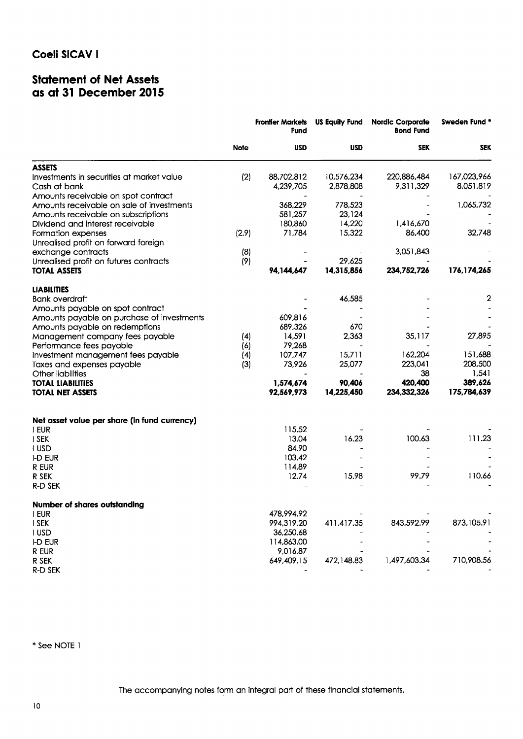## Coeli SICAV I

# Statement of Net Assets as at 31 December 2015

| | Note | Frontier Markets Fund | US Equity Fund | Nordic Corporate Bond Fund | Sweden Fund * |
|---|---|---|---|---|---|
| | | USD | USD | SEK | SEK |
| **ASSETS** | | | | | |
| Investments in securities at market value | (2) | 88,702,812 | 10,576,234 | 220,886,484 | 167,023,966 |
| Cash at bank | | 4,239,705 | 2,878,808 | 9,311,329 | 8,051,819 |
| Amounts receivable on spot contract | | - | - | - | - |
| Amounts receivable on sale of investments | | 368,229 | 778,523 | - | 1,065,732 |
| Amounts receivable on subscriptions | | 581,257 | 23,124 | - | - |
| Dividend and interest receivable | | 180,860 | 14,220 | 1,416,670 | - |
| Formation expenses | (2.9) | 71,784 | 15,322 | 86,400 | 32,748 |
| Unrealised profit on forward foreign exchange contracts | (8) | - | - | 3,051,843 | - |
| Unrealised profit on futures contracts | (9) | - | 29,625 | - | - |
| **TOTAL ASSETS** | | **94,144,647** | **14,315,856** | **234,752,726** | **176,174,265** |
| **LIABILITIES** | | | | | |
| Bank overdraft | | - | 46,585 | - | 2 |
| Amounts payable on spot contract | | - | - | - | - |
| Amounts payable on purchase of investments | | 609,816 | - | - | - |
| Amounts payable on redemptions | | 689,326 | 670 | - | - |
| Management company fees payable | (4) | 14,591 | 2,363 | 35,117 | 27,895 |
| Performance fees payable | (6) | 79,268 | - | - | - |
| Investment management fees payable | (4) | 107,747 | 15,711 | 162,204 | 151,688 |
| Taxes and expenses payable | (3) | 73,926 | 25,077 | 223,041 | 208,500 |
| Other liabilities | | - | - | 38 | 1,541 |
| **TOTAL LIABILITIES** | | **1,574,674** | **90,406** | **420,400** | **389,626** |
| **TOTAL NET ASSETS** | | **92,569,973** | **14,225,450** | **234,332,326** | **175,784,639** |
| **Net asset value per share (in fund currency)** | | | | | |
| I EUR | | 115.52 | - | - | - |
| I SEK | | 13.04 | 16.23 | 100.63 | 111.23 |
| I USD | | 84.90 | - | - | - |
| I-D EUR | | 103.42 | - | - | - |
| R EUR | | 114.89 | - | - | - |
| R SEK | | 12.74 | 15.98 | 99.79 | 110.66 |
| R-D SEK | | - | - | - | - |
| **Number of shares outstanding** | | | | | |
| I EUR | | 478,994.92 | - | - | - |
| I SEK | | 994,319.20 | 411,417.35 | 843,592.99 | 873,105.91 |
| I USD | | 36,250.68 | - | - | - |
| I-D EUR | | 114,863.00 | - | - | - |
| R EUR | | 9,016.87 | - | - | - |
| R SEK | | 649,409.15 | 472,148.83 | 1,497,603.34 | 710,908.56 |
| R-D SEK | | - | - | - | - |

\* See NOTE 1

The accompanying notes form an integral part of these financial statements.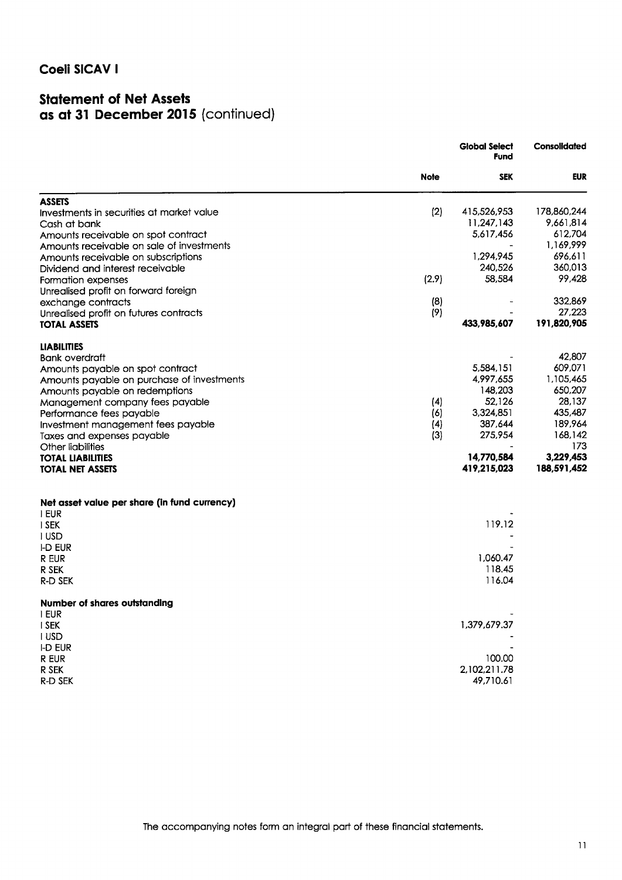## Coeli SICAV I

## Statement of Net Assets as at 31 December 2015 (continued)

| | Note | Global Select Fund | Consolidated |
|---|---|---|---|
| | | SEK | EUR |
| **ASSETS** | | | |
| Investments in securities at market value | (2) | 415,526,953 | 178,860,244 |
| Cash at bank | | 11,247,143 | 9,661,814 |
| Amounts receivable on spot contract | | 5,617,456 | 612,704 |
| Amounts receivable on sale of investments | | - | 1,169,999 |
| Amounts receivable on subscriptions | | 1,294,945 | 696,611 |
| Dividend and interest receivable | | 240,526 | 360,013 |
| Formation expenses | (2,9) | 58,584 | 99,428 |
| Unrealised profit on forward foreign exchange contracts | (8) | - | 332,869 |
| Unrealised profit on futures contracts | (9) | - | 27,223 |
| **TOTAL ASSETS** | | **433,985,607** | **191,820,905** |
| **LIABILITIES** | | | |
| Bank overdraft | | - | 42,807 |
| Amounts payable on spot contract | | 5,584,151 | 609,071 |
| Amounts payable on purchase of investments | | 4,997,655 | 1,105,465 |
| Amounts payable on redemptions | | 148,203 | 650,207 |
| Management company fees payable | (4) | 52,126 | 28,137 |
| Performance fees payable | (6) | 3,324,851 | 435,487 |
| Investment management fees payable | (4) | 387,644 | 189,964 |
| Taxes and expenses payable | (3) | 275,954 | 168,142 |
| Other liabilities | | - | 173 |
| **TOTAL LIABILITIES** | | **14,770,584** | **3,229,453** |
| **TOTAL NET ASSETS** | | **419,215,023** | **188,591,452** |
| | | | |
| **Net asset value per share (in fund currency)** | | | |
| I EUR | | - | |
| I SEK | | 119.12 | |
| I USD | | - | |
| I-D EUR | | - | |
| R EUR | | 1,060.47 | |
| R SEK | | 118.45 | |
| R-D SEK | | 116.04 | |
| | | | |
| **Number of shares outstanding** | | | |
| I EUR | | - | |
| I SEK | | 1,379,679.37 | |
| I USD | | - | |
| I-D EUR | | - | |
| R EUR | | 100.00 | |
| R SEK | | 2,102,211.78 | |
| R-D SEK | | 49,710.61 | |

The accompanying notes form an integral part of these financial statements.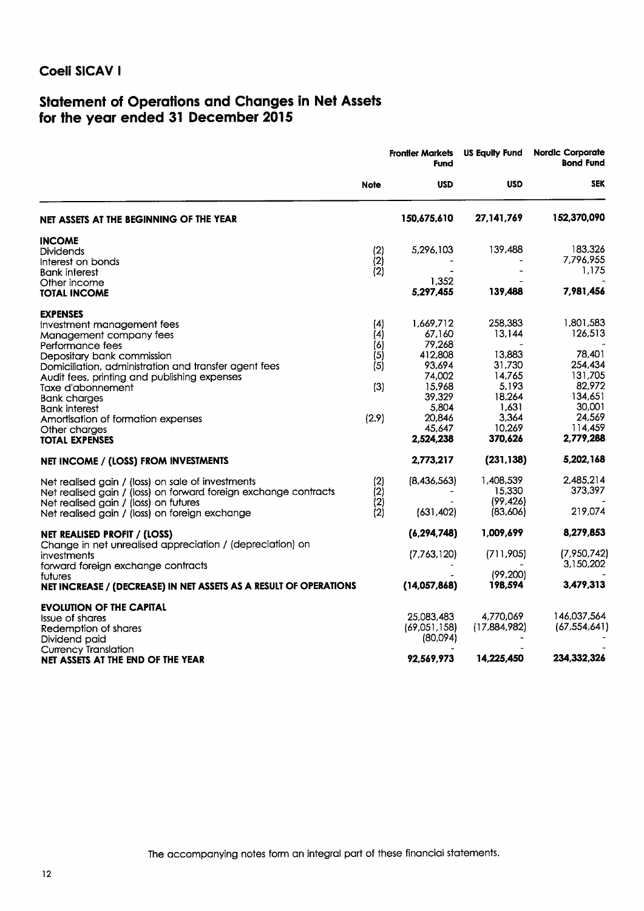## Coeli SICAV I

# Statement of Operations and Changes in Net Assets for the year ended 31 December 2015

| | Note | Frontier Markets Fund | US Equity Fund | Nordic Corporate Bond Fund |
|---|---|---|---|---|
| | | USD | USD | SEK |
| **NET ASSETS AT THE BEGINNING OF THE YEAR** | | **150,675,610** | **27,141,769** | **152,370,090** |
| **INCOME** | | | | |
| Dividends | (2) | 5,296,103 | 139,488 | 183,326 |
| Interest on bonds | (2) | - | - | 7,796,955 |
| Bank interest | (2) | - | - | 1,175 |
| Other income | | 1,352 | - | - |
| **TOTAL INCOME** | | **5,297,455** | **139,488** | **7,981,456** |
| **EXPENSES** | | | | |
| Investment management fees | (4) | 1,669,712 | 258,383 | 1,801,583 |
| Management company fees | (4) | 67,160 | 13,144 | 126,513 |
| Performance fees | (6) | 79,268 | - | - |
| Depositary bank commission | (5) | 412,808 | 13,883 | 78,401 |
| Domiciliation, administration and transfer agent fees | (5) | 93,694 | 31,730 | 254,434 |
| Audit fees, printing and publishing expenses | | 74,002 | 14,765 | 131,705 |
| Taxe d'abonnement | (3) | 15,968 | 5,193 | 82,972 |
| Bank charges | | 39,329 | 18,264 | 134,651 |
| Bank interest | | 5,804 | 1,631 | 30,001 |
| Amortisation of formation expenses | (2.9) | 20,846 | 3,364 | 24,569 |
| Other charges | | 45,647 | 10,269 | 114,459 |
| **TOTAL EXPENSES** | | **2,524,238** | **370,626** | **2,779,288** |
| **NET INCOME / (LOSS) FROM INVESTMENTS** | | **2,773,217** | **(231,138)** | **5,202,168** |
| Net realised gain / (loss) on sale of investments | (2) | (8,436,563) | 1,408,539 | 2,485,214 |
| Net realised gain / (loss) on forward foreign exchange contracts | (2) | - | 15,330 | 373,397 |
| Net realised gain / (loss) on futures | (2) | - | (99,426) | - |
| Net realised gain / (loss) on foreign exchange | (2) | (631,402) | (83,606) | 219,074 |
| **NET REALISED PROFIT / (LOSS)** | | **(6,294,748)** | **1,009,699** | **8,279,853** |
| Change in net unrealised appreciation / (depreciation) on investments | | (7,763,120) | (711,905) | (7,950,742) |
| forward foreign exchange contracts | | - | - | 3,150,202 |
| futures | | - | (99,200) | - |
| **NET INCREASE / (DECREASE) IN NET ASSETS AS A RESULT OF OPERATIONS** | | **(14,057,868)** | **198,594** | **3,479,313** |
| **EVOLUTION OF THE CAPITAL** | | | | |
| Issue of shares | | 25,083,483 | 4,770,069 | 146,037,564 |
| Redemption of shares | | (69,051,158) | (17,884,982) | (67,554,641) |
| Dividend paid | | (80,094) | - | - |
| Currency Translation | | - | - | - |
| **NET ASSETS AT THE END OF THE YEAR** | | **92,569,973** | **14,225,450** | **234,332,326** |

The accompanying notes form an integral part of these financial statements.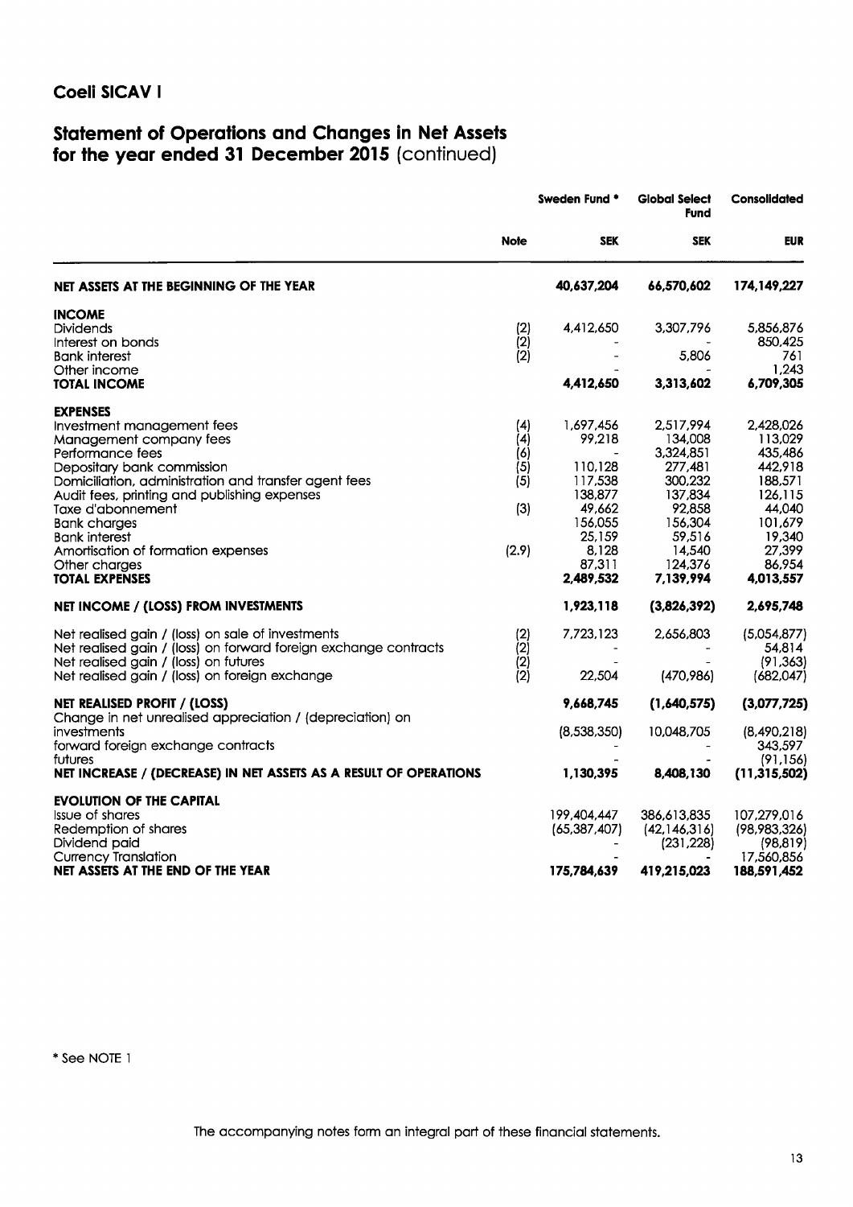## Coeli SICAV I

# Statement of Operations and Changes in Net Assets for the year ended 31 December 2015 (continued)

| | Note | Sweden Fund * | Global Select Fund | Consolidated |
|---|---|---|---|---|
| | | SEK | SEK | EUR |
| **NET ASSETS AT THE BEGINNING OF THE YEAR** | | **40,637,204** | **66,570,602** | **174,149,227** |
| **INCOME** | | | | |
| Dividends | (2) | 4,412,650 | 3,307,796 | 5,856,876 |
| Interest on bonds | (2) | - | - | 850,425 |
| Bank interest | (2) | - | 5,806 | 761 |
| Other income | | - | - | 1,243 |
| **TOTAL INCOME** | | **4,412,650** | **3,313,602** | **6,709,305** |
| **EXPENSES** | | | | |
| Investment management fees | (4) | 1,697,456 | 2,517,994 | 2,428,026 |
| Management company fees | (4) | 99,218 | 134,008 | 113,029 |
| Performance fees | (6) | - | 3,324,851 | 435,486 |
| Depositary bank commission | (5) | 110,128 | 277,481 | 442,918 |
| Domiciliation, administration and transfer agent fees | (5) | 117,538 | 300,232 | 188,571 |
| Audit fees, printing and publishing expenses | | 138,877 | 137,834 | 126,115 |
| Taxe d'abonnement | (3) | 49,662 | 92,858 | 44,040 |
| Bank charges | | 156,055 | 156,304 | 101,679 |
| Bank interest | | 25,159 | 59,516 | 19,340 |
| Amortisation of formation expenses | (2.9) | 8,128 | 14,540 | 27,399 |
| Other charges | | 87,311 | 124,376 | 86,954 |
| **TOTAL EXPENSES** | | **2,489,532** | **7,139,994** | **4,013,557** |
| **NET INCOME / (LOSS) FROM INVESTMENTS** | | **1,923,118** | **(3,826,392)** | **2,695,748** |
| Net realised gain / (loss) on sale of investments | (2) | 7,723,123 | 2,656,803 | (5,054,877) |
| Net realised gain / (loss) on forward foreign exchange contracts | (2) | - | - | 54,814 |
| Net realised gain / (loss) on futures | (2) | - | - | (91,363) |
| Net realised gain / (loss) on foreign exchange | (2) | 22,504 | (470,986) | (682,047) |
| **NET REALISED PROFIT / (LOSS)** | | **9,668,745** | **(1,640,575)** | **(3,077,725)** |
| Change in net unrealised appreciation / (depreciation) on | | | | |
| investments | | (8,538,350) | 10,048,705 | (8,490,218) |
| forward foreign exchange contracts | | - | - | 343,597 |
| futures | | - | - | (91,156) |
| **NET INCREASE / (DECREASE) IN NET ASSETS AS A RESULT OF OPERATIONS** | | **1,130,395** | **8,408,130** | **(11,315,502)** |
| **EVOLUTION OF THE CAPITAL** | | | | |
| Issue of shares | | 199,404,447 | 386,613,835 | 107,279,016 |
| Redemption of shares | | (65,387,407) | (42,146,316) | (98,983,326) |
| Dividend paid | | - | (231,228) | (98,819) |
| Currency Translation | | - | - | 17,560,856 |
| **NET ASSETS AT THE END OF THE YEAR** | | **175,784,639** | **419,215,023** | **188,591,452** |

\* See NOTE 1

The accompanying notes form an integral part of these financial statements.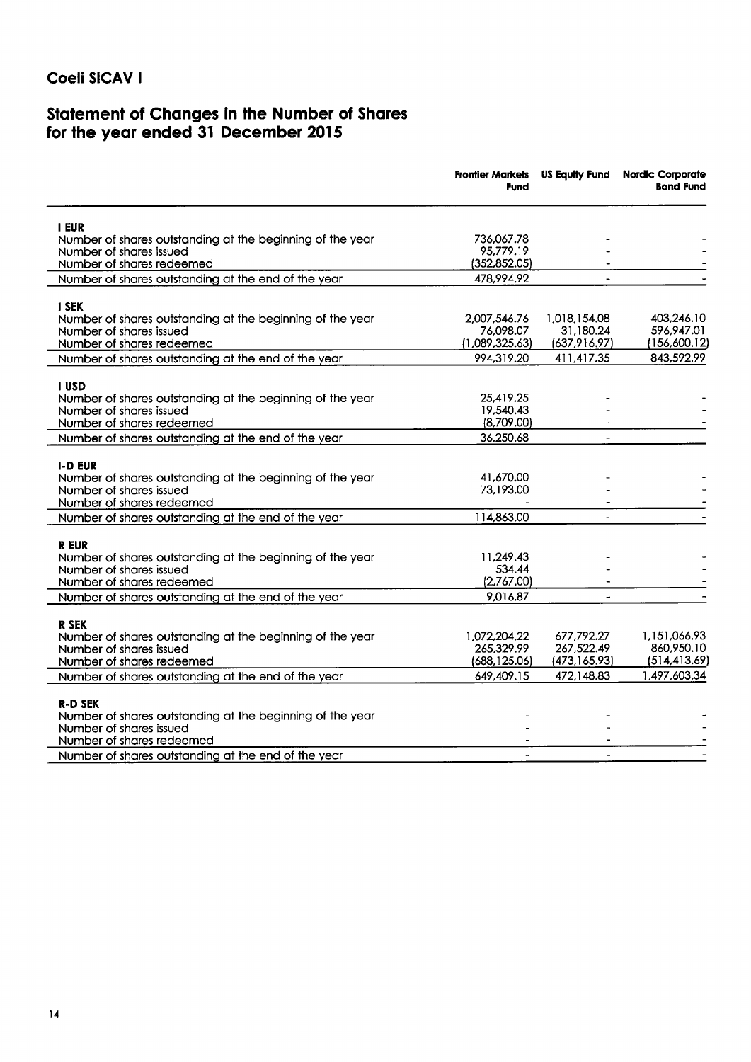# Coeli SICAV I

## Statement of Changes in the Number of Shares for the year ended 31 December 2015

| | Frontier Markets Fund | US Equity Fund | Nordic Corporate Bond Fund |
|---|---|---|---|
| **I EUR** | | | |
| Number of shares outstanding at the beginning of the year | 736,067.78 | - | - |
| Number of shares issued | 95,779.19 | - | - |
| Number of shares redeemed | (352,852.05) | - | - |
| Number of shares outstanding at the end of the year | 478,994.92 | - | - |
| **I SEK** | | | |
| Number of shares outstanding at the beginning of the year | 2,007,546.76 | 1,018,154.08 | 403,246.10 |
| Number of shares issued | 76,098.07 | 31,180.24 | 596,947.01 |
| Number of shares redeemed | (1,089,325.63) | (637,916.97) | (156,600.12) |
| Number of shares outstanding at the end of the year | 994,319.20 | 411,417.35 | 843,592.99 |
| **I USD** | | | |
| Number of shares outstanding at the beginning of the year | 25,419.25 | - | - |
| Number of shares issued | 19,540.43 | - | - |
| Number of shares redeemed | (8,709.00) | - | - |
| Number of shares outstanding at the end of the year | 36,250.68 | - | - |
| **I-D EUR** | | | |
| Number of shares outstanding at the beginning of the year | 41,670.00 | - | - |
| Number of shares issued | 73,193.00 | - | - |
| Number of shares redeemed | - | - | - |
| Number of shares outstanding at the end of the year | 114,863.00 | - | - |
| **R EUR** | | | |
| Number of shares outstanding at the beginning of the year | 11,249.43 | - | - |
| Number of shares issued | 534.44 | - | - |
| Number of shares redeemed | (2,767.00) | - | - |
| Number of shares outstanding at the end of the year | 9,016.87 | - | - |
| **R SEK** | | | |
| Number of shares outstanding at the beginning of the year | 1,072,204.22 | 677,792.27 | 1,151,066.93 |
| Number of shares issued | 265,329.99 | 267,522.49 | 860,950.10 |
| Number of shares redeemed | (688,125.06) | (473,165.93) | (514,413.69) |
| Number of shares outstanding at the end of the year | 649,409.15 | 472,148.83 | 1,497,603.34 |
| **R-D SEK** | | | |
| Number of shares outstanding at the beginning of the year | - | - | - |
| Number of shares issued | - | - | - |
| Number of shares redeemed | - | - | - |
| Number of shares outstanding at the end of the year | - | - | - |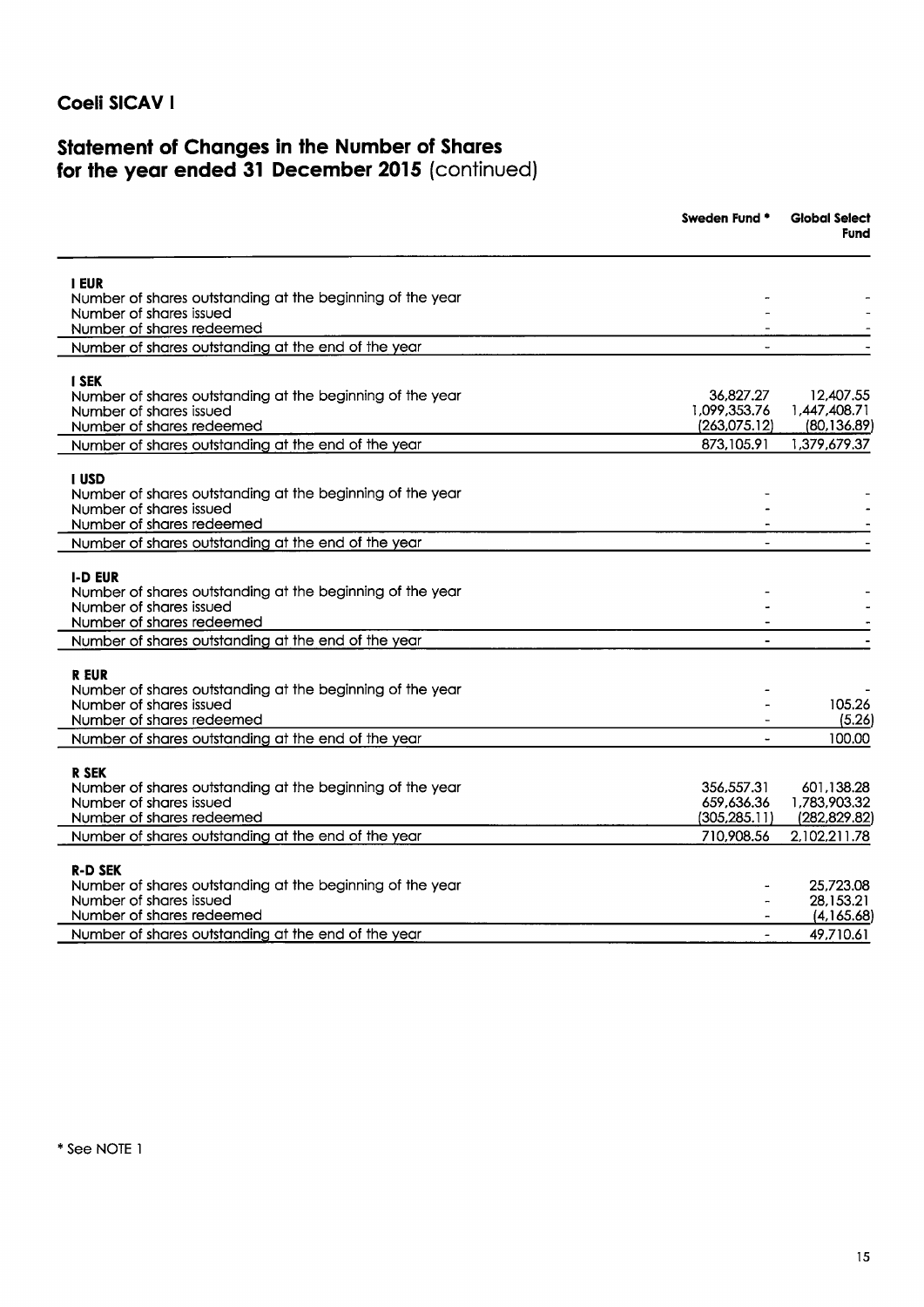## Coeli SICAV I

# Statement of Changes in the Number of Shares for the year ended 31 December 2015 (continued)

| | Sweden Fund * | Global Select Fund |
|---|---|---|
| **I EUR** | | |
| Number of shares outstanding at the beginning of the year | - | - |
| Number of shares issued | - | - |
| Number of shares redeemed | - | - |
| Number of shares outstanding at the end of the year | - | - |
| **I SEK** | | |
| Number of shares outstanding at the beginning of the year | 36,827.27 | 12,407.55 |
| Number of shares issued | 1,099,353.76 | 1,447,408.71 |
| Number of shares redeemed | (263,075.12) | (80,136.89) |
| Number of shares outstanding at the end of the year | 873,105.91 | 1,379,679.37 |
| **I USD** | | |
| Number of shares outstanding at the beginning of the year | - | - |
| Number of shares issued | - | - |
| Number of shares redeemed | - | - |
| Number of shares outstanding at the end of the year | - | - |
| **I-D EUR** | | |
| Number of shares outstanding at the beginning of the year | - | - |
| Number of shares issued | - | - |
| Number of shares redeemed | - | - |
| Number of shares outstanding at the end of the year | - | - |
| **R EUR** | | |
| Number of shares outstanding at the beginning of the year | - | - |
| Number of shares issued | - | 105.26 |
| Number of shares redeemed | - | (5.26) |
| Number of shares outstanding at the end of the year | - | 100.00 |
| **R SEK** | | |
| Number of shares outstanding at the beginning of the year | 356,557.31 | 601,138.28 |
| Number of shares issued | 659,636.36 | 1,783,903.32 |
| Number of shares redeemed | (305,285.11) | (282,829.82) |
| Number of shares outstanding at the end of the year | 710,908.56 | 2,102,211.78 |
| **R-D SEK** | | |
| Number of shares outstanding at the beginning of the year | - | 25,723.08 |
| Number of shares issued | - | 28,153.21 |
| Number of shares redeemed | - | (4,165.68) |
| Number of shares outstanding at the end of the year | - | 49,710.61 |

* See NOTE 1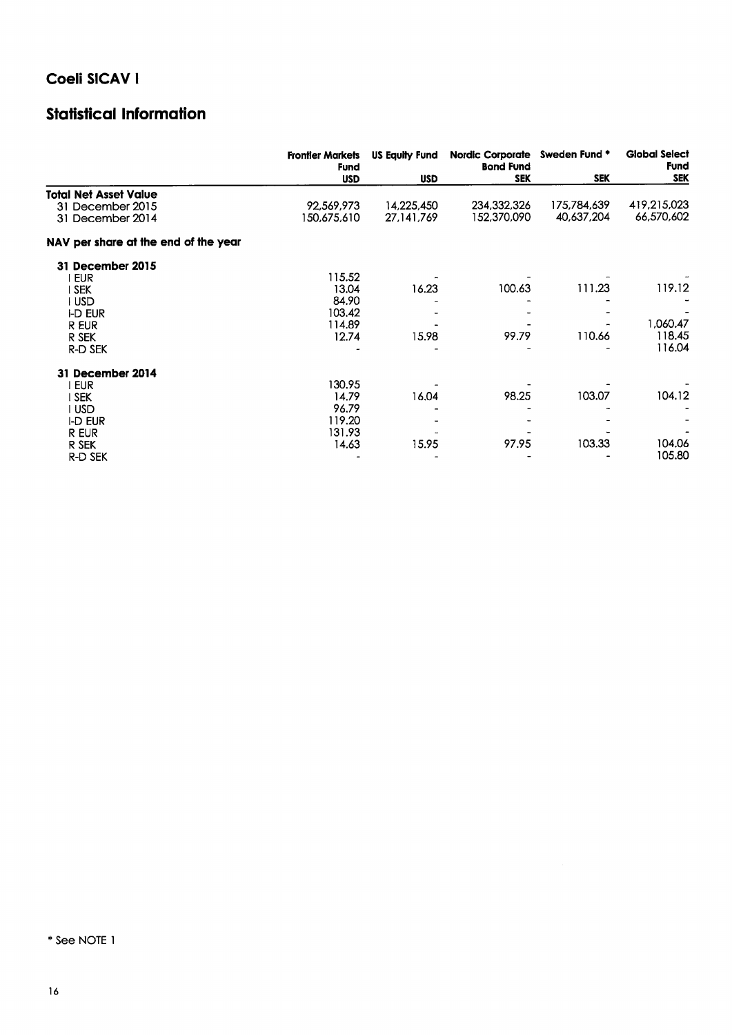# Coeli SICAV I

## Statistical Information

| | Frontier Markets Fund | US Equity Fund | Nordic Corporate Bond Fund | Sweden Fund * | Global Select Fund |
|---|---|---|---|---|---|
| | USD | USD | SEK | SEK | SEK |
| **Total Net Asset Value** | | | | | |
| 31 December 2015 | 92,569,973 | 14,225,450 | 234,332,326 | 175,784,639 | 419,215,023 |
| 31 December 2014 | 150,675,610 | 27,141,769 | 152,370,090 | 40,637,204 | 66,570,602 |
| **NAV per share at the end of the year** | | | | | |
| **31 December 2015** | | | | | |
| I EUR | 115.52 | - | - | - | - |
| I SEK | 13.04 | 16.23 | 100.63 | 111.23 | 119.12 |
| I USD | 84.90 | - | - | - | - |
| I-D EUR | 103.42 | - | - | - | - |
| R EUR | 114.89 | - | - | - | 1,060.47 |
| R SEK | 12.74 | 15.98 | 99.79 | 110.66 | 118.45 |
| R-D SEK | - | - | - | - | 116.04 |
| **31 December 2014** | | | | | |
| I EUR | 130.95 | - | - | - | - |
| I SEK | 14.79 | 16.04 | 98.25 | 103.07 | 104.12 |
| I USD | 96.79 | - | - | - | - |
| I-D EUR | 119.20 | - | - | - | - |
| R EUR | 131.93 | - | - | - | - |
| R SEK | 14.63 | 15.95 | 97.95 | 103.33 | 104.06 |
| R-D SEK | - | - | - | - | 105.80 |

* See NOTE 1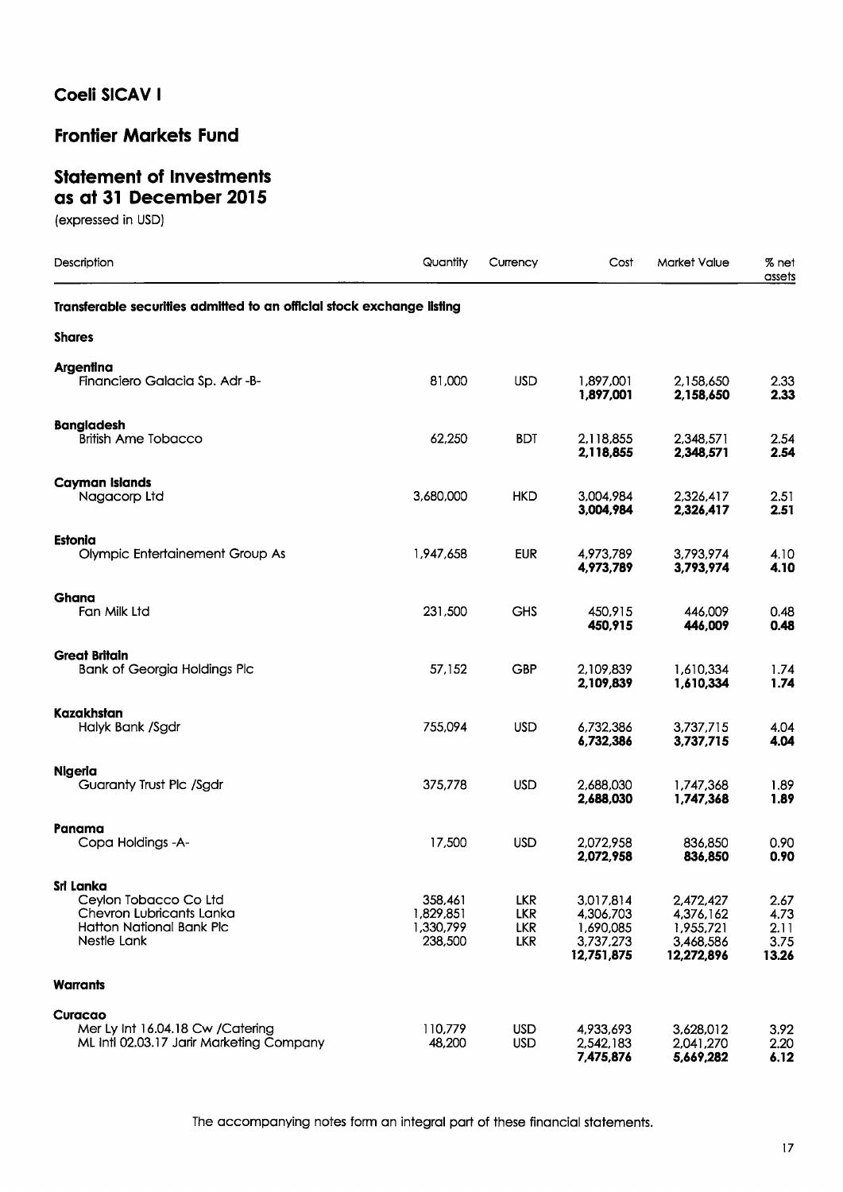## Coeli SICAV I

## Frontier Markets Fund

## Statement of Investments as at 31 December 2015

(expressed in USD)

| Description | Quantity | Currency | Cost | Market Value | % net assets |
|---|---|---|---|---|---|
| **Transferable securities admitted to an official stock exchange listing** | | | | | |
| **Shares** | | | | | |
| **Argentina** | | | | | |
| Financiero Galacia Sp. Adr -B- | 81,000 | USD | 1,897,001 | 2,158,650 | 2.33 |
| | | | **1,897,001** | **2,158,650** | **2.33** |
| **Bangladesh** | | | | | |
| British Ame Tobacco | 62,250 | BDT | 2,118,855 | 2,348,571 | 2.54 |
| | | | **2,118,855** | **2,348,571** | **2.54** |
| **Cayman Islands** | | | | | |
| Nagacorp Ltd | 3,680,000 | HKD | 3,004,984 | 2,326,417 | 2.51 |
| | | | **3,004,984** | **2,326,417** | **2.51** |
| **Estonia** | | | | | |
| Olympic Entertainement Group As | 1,947,658 | EUR | 4,973,789 | 3,793,974 | 4.10 |
| | | | **4,973,789** | **3,793,974** | **4.10** |
| **Ghana** | | | | | |
| Fan Milk Ltd | 231,500 | GHS | 450,915 | 446,009 | 0.48 |
| | | | **450,915** | **446,009** | **0.48** |
| **Great Britain** | | | | | |
| Bank of Georgia Holdings Plc | 57,152 | GBP | 2,109,839 | 1,610,334 | 1.74 |
| | | | **2,109,839** | **1,610,334** | **1.74** |
| **Kazakhstan** | | | | | |
| Halyk Bank /Sgdr | 755,094 | USD | 6,732,386 | 3,737,715 | 4.04 |
| | | | **6,732,386** | **3,737,715** | **4.04** |
| **Nigeria** | | | | | |
| Guaranty Trust Plc /Sgdr | 375,778 | USD | 2,688,030 | 1,747,368 | 1.89 |
| | | | **2,688,030** | **1,747,368** | **1.89** |
| **Panama** | | | | | |
| Copa Holdings -A- | 17,500 | USD | 2,072,958 | 836,850 | 0.90 |
| | | | **2,072,958** | **836,850** | **0.90** |
| **Sri Lanka** | | | | | |
| Ceylon Tobacco Co Ltd | 358,461 | LKR | 3,017,814 | 2,472,427 | 2.67 |
| Chevron Lubricants Lanka | 1,829,851 | LKR | 4,306,703 | 4,376,162 | 4.73 |
| Hatton National Bank Plc | 1,330,799 | LKR | 1,690,085 | 1,955,721 | 2.11 |
| Nestle Lank | 238,500 | LKR | 3,737,273 | 3,468,586 | 3.75 |
| | | | **12,751,875** | **12,272,896** | **13.26** |
| **Warrants** | | | | | |
| **Curacao** | | | | | |
| Mer Ly Int 16.04.18 Cw /Catering | 110,779 | USD | 4,933,693 | 3,628,012 | 3.92 |
| ML Intl 02.03.17 Jarir Marketing Company | 48,200 | USD | 2,542,183 | 2,041,270 | 2.20 |
| | | | **7,475,876** | **5,669,282** | **6.12** |

The accompanying notes form an integral part of these financial statements.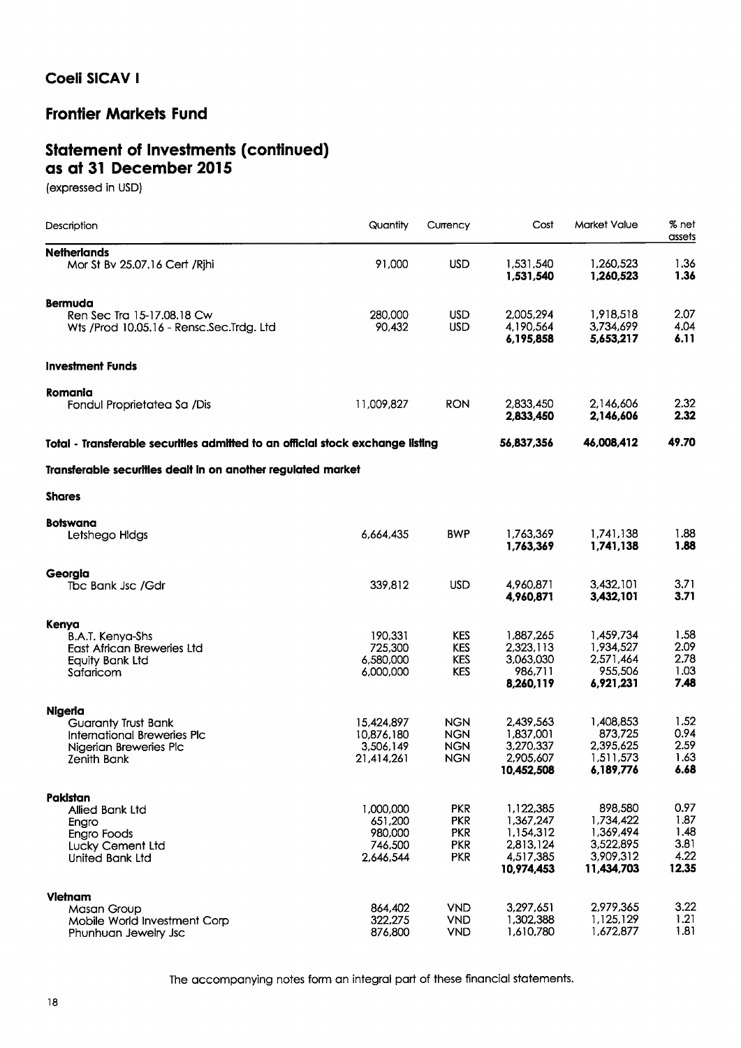## Coeli SICAV I

## Frontier Markets Fund

## Statement of Investments (continued) as at 31 December 2015

(expressed in USD)

| Description | Quantity | Currency | Cost | Market Value | % net assets |
|---|---|---|---|---|---|
| **Netherlands** | | | | | |
| Mor St Bv 25.07.16 Cert /Rjhi | 91,000 | USD | 1,531,540 | 1,260,523 | 1.36 |
| | | | **1,531,540** | **1,260,523** | **1.36** |
| **Bermuda** | | | | | |
| Ren Sec Tra 15-17.08.18 Cw | 280,000 | USD | 2,005,294 | 1,918,518 | 2.07 |
| Wts /Prod 10.05.16 - Rensc.Sec.Trdg. Ltd | 90,432 | USD | 4,190,564 | 3,734,699 | 4.04 |
| | | | **6,195,858** | **5,653,217** | **6.11** |
| **Investment Funds** | | | | | |
| **Romania** | | | | | |
| Fondul Proprietatea Sa /Dis | 11,009,827 | RON | 2,833,450 | 2,146,606 | 2.32 |
| | | | **2,833,450** | **2,146,606** | **2.32** |
| **Total - Transferable securities admitted to an official stock exchange listing** | | | **56,837,356** | **46,008,412** | **49.70** |
| **Transferable securities dealt in on another regulated market** | | | | | |
| **Shares** | | | | | |
| **Botswana** | | | | | |
| Letshego Hldgs | 6,664,435 | BWP | 1,763,369 | 1,741,138 | 1.88 |
| | | | **1,763,369** | **1,741,138** | **1.88** |
| **Georgia** | | | | | |
| Tbc Bank Jsc /Gdr | 339,812 | USD | 4,960,871 | 3,432,101 | 3.71 |
| | | | **4,960,871** | **3,432,101** | **3.71** |
| **Kenya** | | | | | |
| B.A.T. Kenya-Shs | 190,331 | KES | 1,887,265 | 1,459,734 | 1.58 |
| East African Breweries Ltd | 725,300 | KES | 2,323,113 | 1,934,527 | 2.09 |
| Equity Bank Ltd | 6,580,000 | KES | 3,063,030 | 2,571,464 | 2.78 |
| Safaricom | 6,000,000 | KES | 986,711 | 955,506 | 1.03 |
| | | | **8,260,119** | **6,921,231** | **7.48** |
| **Nigeria** | | | | | |
| Guaranty Trust Bank | 15,424,897 | NGN | 2,439,563 | 1,408,853 | 1.52 |
| International Breweries Plc | 10,876,180 | NGN | 1,837,001 | 873,725 | 0.94 |
| Nigerian Breweries Plc | 3,506,149 | NGN | 3,270,337 | 2,395,625 | 2.59 |
| Zenith Bank | 21,414,261 | NGN | 2,905,607 | 1,511,573 | 1.63 |
| | | | **10,452,508** | **6,189,776** | **6.68** |
| **Pakistan** | | | | | |
| Allied Bank Ltd | 1,000,000 | PKR | 1,122,385 | 898,580 | 0.97 |
| Engro | 651,200 | PKR | 1,367,247 | 1,734,422 | 1.87 |
| Engro Foods | 980,000 | PKR | 1,154,312 | 1,369,494 | 1.48 |
| Lucky Cement Ltd | 746,500 | PKR | 2,813,124 | 3,522,895 | 3.81 |
| United Bank Ltd | 2,646,544 | PKR | 4,517,385 | 3,909,312 | 4.22 |
| | | | **10,974,453** | **11,434,703** | **12.35** |
| **Vietnam** | | | | | |
| Masan Group | 864,402 | VND | 3,297,651 | 2,979,365 | 3.22 |
| Mobile World Investment Corp | 322,275 | VND | 1,302,388 | 1,125,129 | 1.21 |
| Phunhuan Jewelry Jsc | 876,800 | VND | 1,610,780 | 1,672,877 | 1.81 |

The accompanying notes form an integral part of these financial statements.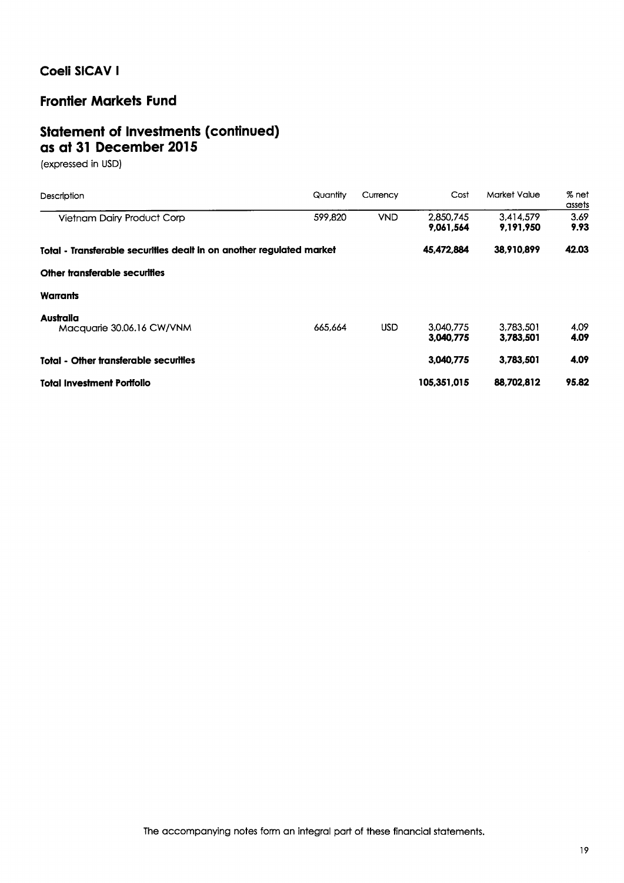# Coeli SICAV I

## Frontier Markets Fund

## Statement of Investments (continued) as at 31 December 2015

(expressed in USD)

| Description | Quantity | Currency | Cost | Market Value | % net assets |
|---|---|---|---|---|---|
| Vietnam Dairy Product Corp | 599,820 | VND | 2,850,745 | 3,414,579 | 3.69 |
| | | | **9,061,564** | **9,191,950** | **9.93** |
| **Total - Transferable securities dealt in on another regulated market** | | | **45,472,884** | **38,910,899** | **42.03** |
| **Other transferable securities** | | | | | |
| **Warrants** | | | | | |
| **Australia** | | | | | |
| Macquarie 30.06.16 CW/VNM | 665,664 | USD | 3,040,775 | 3,783,501 | 4.09 |
| | | | **3,040,775** | **3,783,501** | **4.09** |
| **Total - Other transferable securities** | | | **3,040,775** | **3,783,501** | **4.09** |
| **Total Investment Portfolio** | | | **105,351,015** | **88,702,812** | **95.82** |

The accompanying notes form an integral part of these financial statements.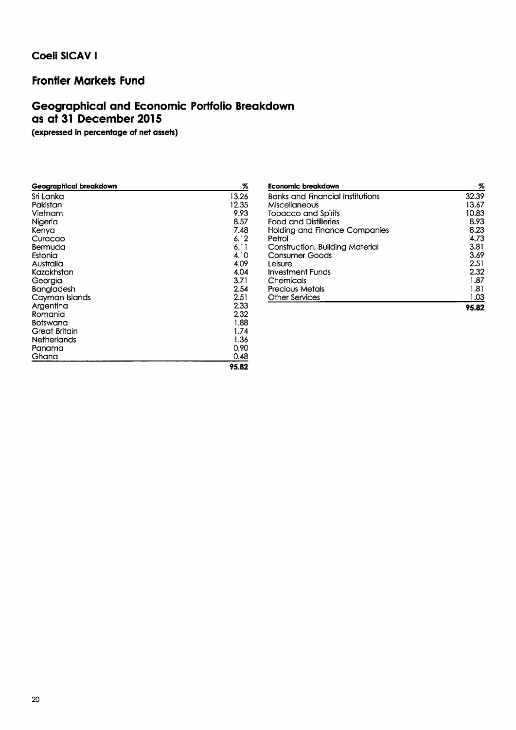## Coeli SICAV I

## Frontier Markets Fund

## Geographical and Economic Portfolio Breakdown as at 31 December 2015

**(expressed in percentage of net assets)**

| Geographical breakdown | % |
|---|---|
| Sri Lanka | 13.26 |
| Pakistan | 12.35 |
| Vietnam | 9.93 |
| Nigeria | 8.57 |
| Kenya | 7.48 |
| Curacao | 6.12 |
| Bermuda | 6.11 |
| Estonia | 4.10 |
| Australia | 4.09 |
| Kazakhstan | 4.04 |
| Georgia | 3.71 |
| Bangladesh | 2.54 |
| Cayman Islands | 2.51 |
| Argentina | 2.33 |
| Romania | 2.32 |
| Botswana | 1.88 |
| Great Britain | 1.74 |
| Netherlands | 1.36 |
| Panama | 0.90 |
| Ghana | 0.48 |
| | **95.82** |

| Economic breakdown | % |
|---|---|
| Banks and Financial Institutions | 32.39 |
| Miscellaneous | 13.67 |
| Tobacco and Spirits | 10.83 |
| Food and Distilleries | 8.93 |
| Holding and Finance Companies | 8.23 |
| Petrol | 4.73 |
| Construction, Building Material | 3.81 |
| Consumer Goods | 3.69 |
| Leisure | 2.51 |
| Investment Funds | 2.32 |
| Chemicals | 1.87 |
| Precious Metals | 1.81 |
| Other Services | 1.03 |
| | **95.82** |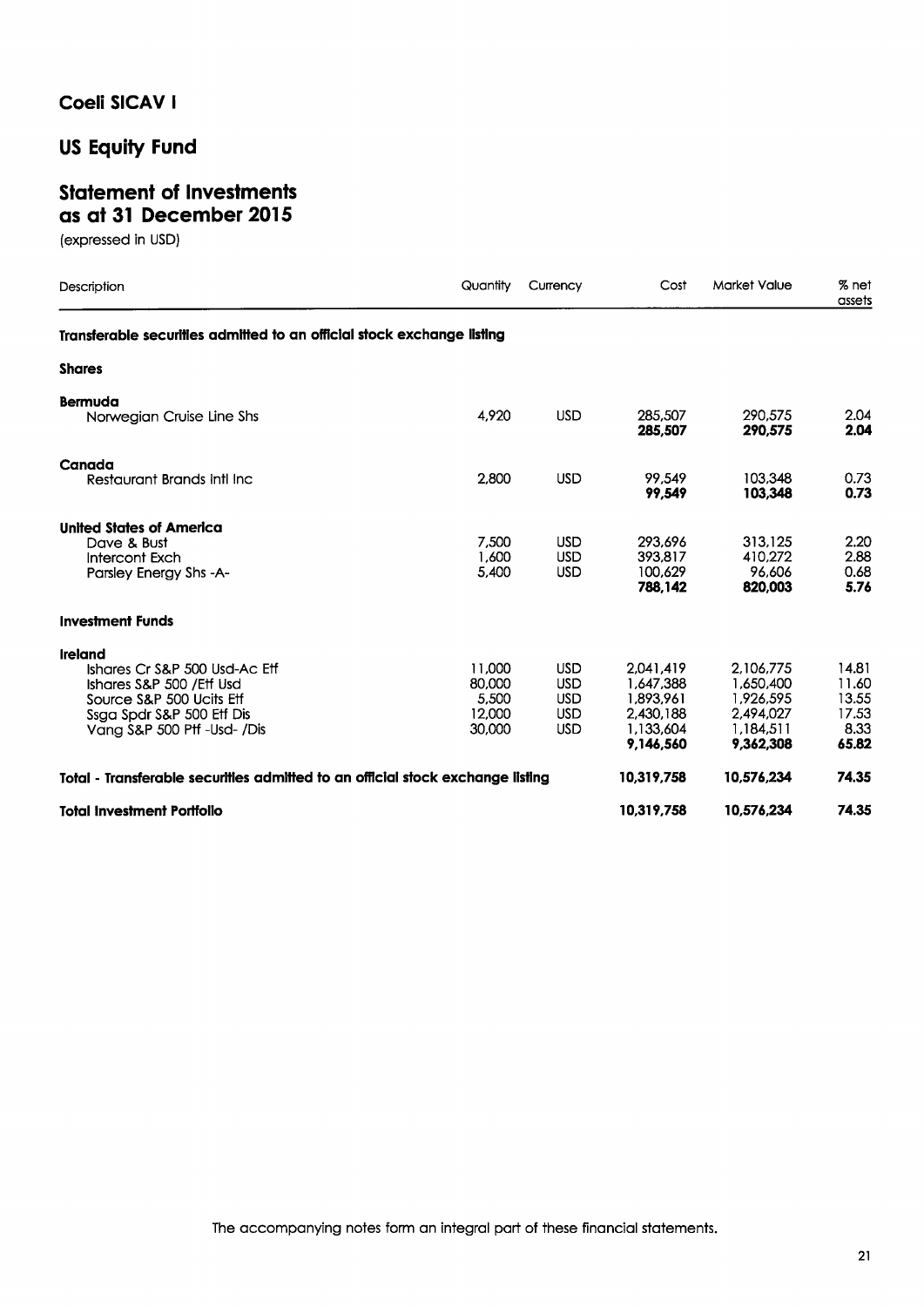# Coeli SICAV I

## US Equity Fund

## Statement of Investments as at 31 December 2015

(expressed in USD)

| Description | Quantity | Currency | Cost | Market Value | % net assets |
|---|---|---|---|---|---|
| **Transferable securities admitted to an official stock exchange listing** | | | | | |
| **Shares** | | | | | |
| **Bermuda** | | | | | |
| Norwegian Cruise Line Shs | 4,920 | USD | 285,507 | 290,575 | 2.04 |
| | | | **285,507** | **290,575** | **2.04** |
| **Canada** | | | | | |
| Restaurant Brands Intl Inc | 2,800 | USD | 99,549 | 103,348 | 0.73 |
| | | | **99,549** | **103,348** | **0.73** |
| **United States of America** | | | | | |
| Dave & Bust | 7,500 | USD | 293,696 | 313,125 | 2.20 |
| Intercont Exch | 1,600 | USD | 393,817 | 410,272 | 2.88 |
| Parsley Energy Shs -A- | 5,400 | USD | 100,629 | 96,606 | 0.68 |
| | | | **788,142** | **820,003** | **5.76** |
| **Investment Funds** | | | | | |
| **Ireland** | | | | | |
| Ishares Cr S&P 500 Usd-Ac Etf | 11,000 | USD | 2,041,419 | 2,106,775 | 14.81 |
| Ishares S&P 500 /Etf Usd | 80,000 | USD | 1,647,388 | 1,650,400 | 11.60 |
| Source S&P 500 Ucits Etf | 5,500 | USD | 1,893,961 | 1,926,595 | 13.55 |
| Ssga Spdr S&P 500 Etf Dis | 12,000 | USD | 2,430,188 | 2,494,027 | 17.53 |
| Vang S&P 500 Ptf -Usd- /Dis | 30,000 | USD | 1,133,604 | 1,184,511 | 8.33 |
| | | | **9,146,560** | **9,362,308** | **65.82** |
| **Total - Transferable securities admitted to an official stock exchange listing** | | | **10,319,758** | **10,576,234** | **74.35** |
| **Total Investment Portfolio** | | | **10,319,758** | **10,576,234** | **74.35** |

The accompanying notes form an integral part of these financial statements.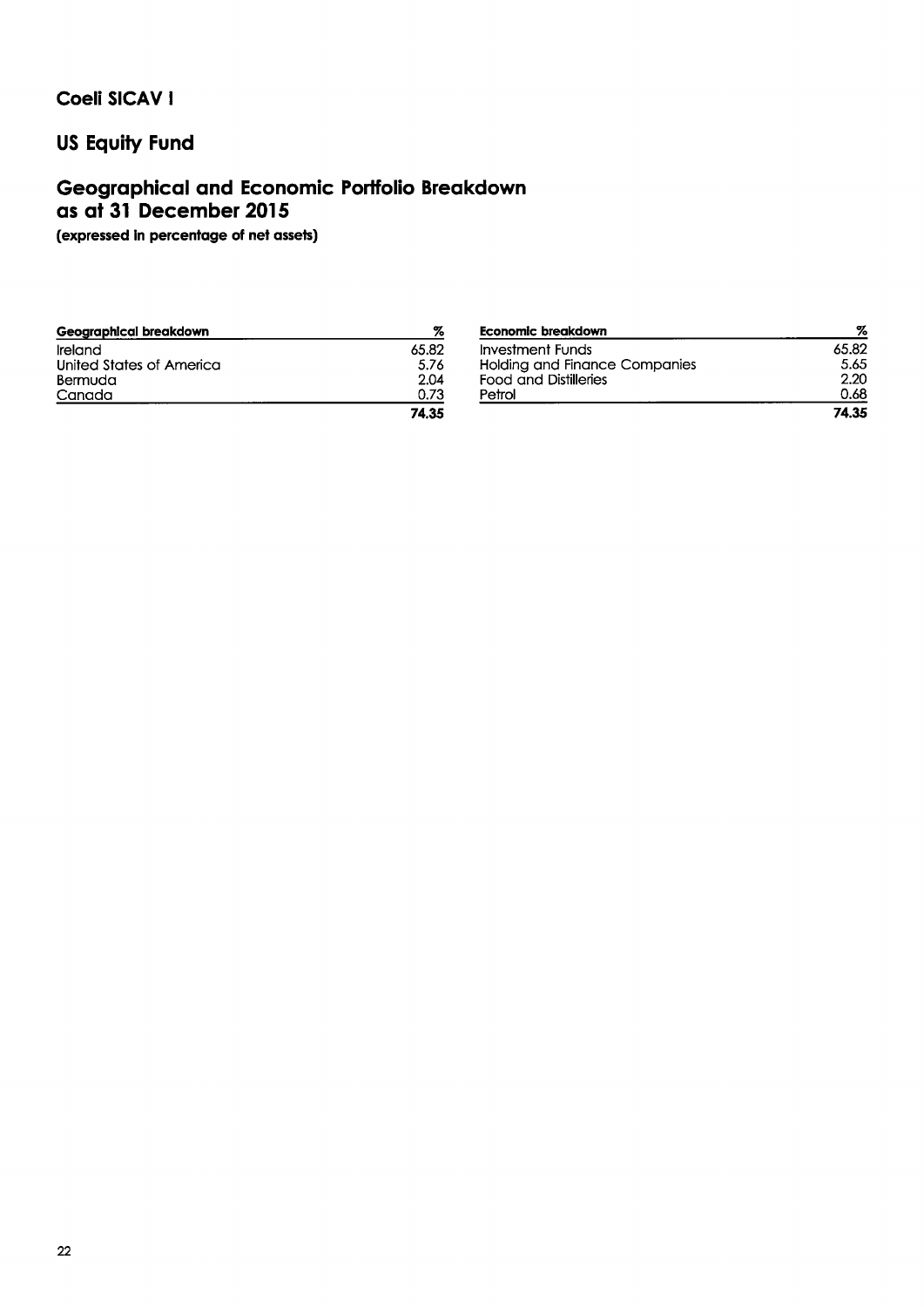# Coeli SICAV I

## US Equity Fund

## Geographical and Economic Portfolio Breakdown as at 31 December 2015

**(expressed in percentage of net assets)**

| Geographical breakdown | % |
|---|---|
| Ireland | 65.82 |
| United States of America | 5.76 |
| Bermuda | 2.04 |
| Canada | 0.73 |
| | **74.35** |

| Economic breakdown | % |
|---|---|
| Investment Funds | 65.82 |
| Holding and Finance Companies | 5.65 |
| Food and Distilleries | 2.20 |
| Petrol | 0.68 |
| | **74.35** |